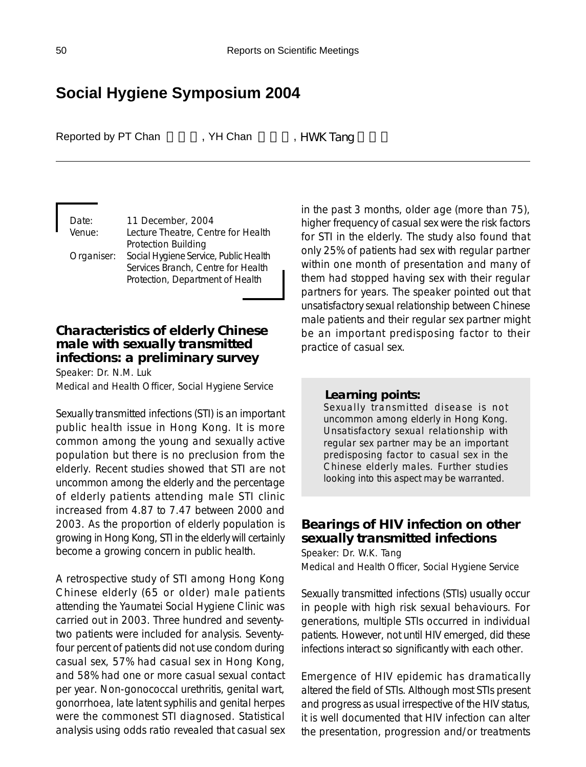# Social Hygiene Symposium 2004

Reported by PT Chan, YH Chan, HWK Tang

Date: 11 December, 2004
Venue: Lecture Theatre, Centre for Health Protection Building
Organiser: Social Hygiene Service, Public Health Services Branch, Centre for Health Protection, Department of Health

## Characteristics of elderly Chinese male with sexually transmitted infections: a preliminary survey

Speaker: Dr. N.M. Luk
Medical and Health Officer, Social Hygiene Service

Sexually transmitted infections (STI) is an important public health issue in Hong Kong. It is more common among the young and sexually active population but there is no preclusion from the elderly. Recent studies showed that STI are not uncommon among the elderly and the percentage of elderly patients attending male STI clinic increased from 4.87 to 7.47 between 2000 and 2003. As the proportion of elderly population is growing in Hong Kong, STI in the elderly will certainly become a growing concern in public health.

A retrospective study of STI among Hong Kong Chinese elderly (65 or older) male patients attending the Yaumatei Social Hygiene Clinic was carried out in 2003. Three hundred and seventy-two patients were included for analysis. Seventy-four percent of patients did not use condom during casual sex, 57% had casual sex in Hong Kong, and 58% had one or more casual sexual contact per year. Non-gonococcal urethritis, genital wart, gonorrhoea, late latent syphilis and genital herpes were the commonest STI diagnosed. Statistical analysis using odds ratio revealed that casual sex in the past 3 months, older age (more than 75), higher frequency of casual sex were the risk factors for STI in the elderly. The study also found that only 25% of patients had sex with regular partner within one month of presentation and many of them had stopped having sex with their regular partners for years. The speaker pointed out that unsatisfactory sexual relationship between Chinese male patients and their regular sex partner might be an important predisposing factor to their practice of casual sex.

**Learning points:**

Sexually transmitted disease is not uncommon among elderly in Hong Kong. Unsatisfactory sexual relationship with regular sex partner may be an important predisposing factor to casual sex in the Chinese elderly males. Further studies looking into this aspect may be warranted.

## Bearings of HIV infection on other sexually transmitted infections

Speaker: Dr. W.K. Tang
Medical and Health Officer, Social Hygiene Service

Sexually transmitted infections (STIs) usually occur in people with high risk sexual behaviours. For generations, multiple STIs occurred in individual patients. However, not until HIV emerged, did these infections interact so significantly with each other.

Emergence of HIV epidemic has dramatically altered the field of STIs. Although most STIs present and progress as usual irrespective of the HIV status, it is well documented that HIV infection can alter the presentation, progression and/or treatments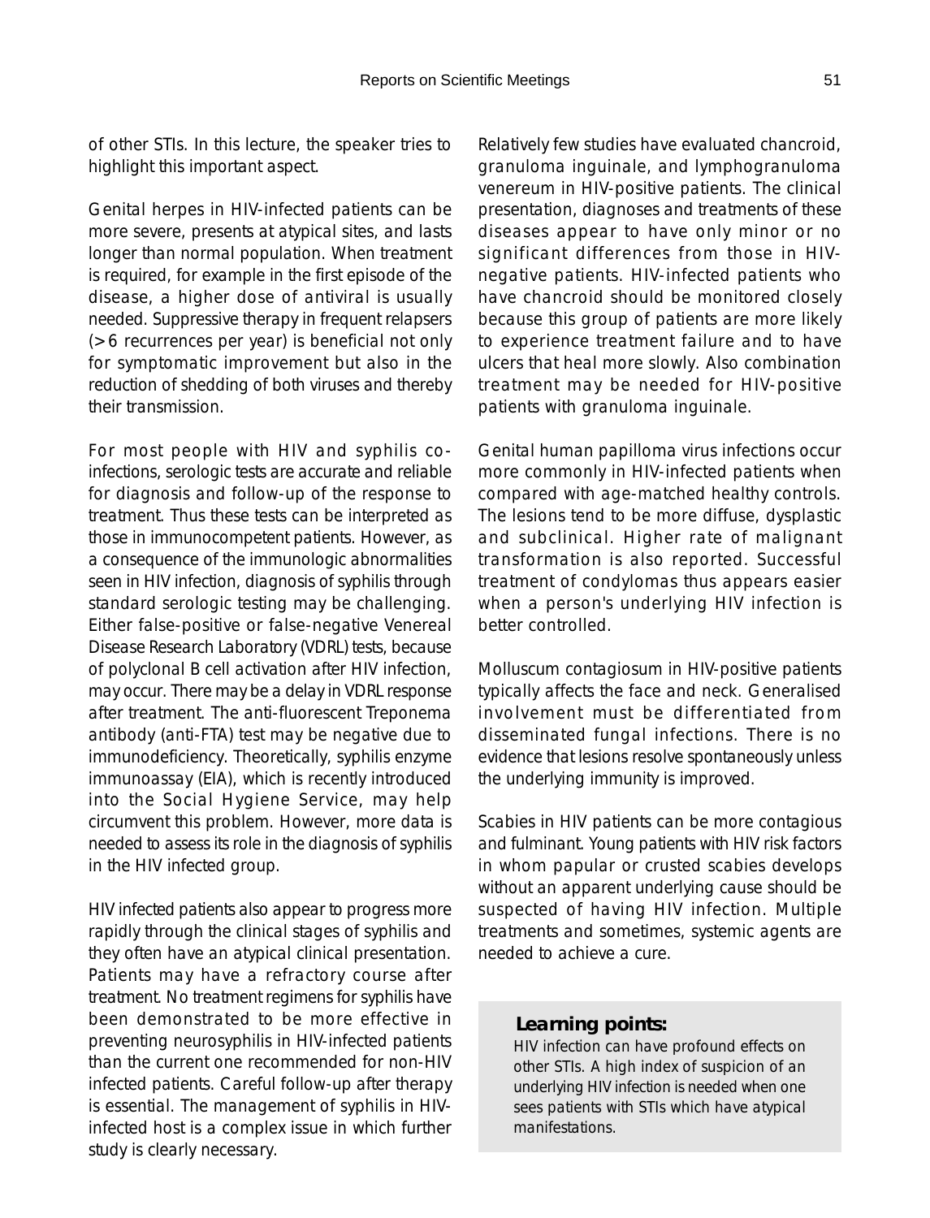of other STIs. In this lecture, the speaker tries to highlight this important aspect.

Genital herpes in HIV-infected patients can be more severe, presents at atypical sites, and lasts longer than normal population. When treatment is required, for example in the first episode of the disease, a higher dose of antiviral is usually needed. Suppressive therapy in frequent relapsers (>6 recurrences per year) is beneficial not only for symptomatic improvement but also in the reduction of shedding of both viruses and thereby their transmission.

For most people with HIV and syphilis co-infections, serologic tests are accurate and reliable for diagnosis and follow-up of the response to treatment. Thus these tests can be interpreted as those in immunocompetent patients. However, as a consequence of the immunologic abnormalities seen in HIV infection, diagnosis of syphilis through standard serologic testing may be challenging. Either false-positive or false-negative Venereal Disease Research Laboratory (VDRL) tests, because of polyclonal B cell activation after HIV infection, may occur. There may be a delay in VDRL response after treatment. The anti-fluorescent Treponema antibody (anti-FTA) test may be negative due to immunodeficiency. Theoretically, syphilis enzyme immunoassay (EIA), which is recently introduced into the Social Hygiene Service, may help circumvent this problem. However, more data is needed to assess its role in the diagnosis of syphilis in the HIV infected group.

HIV infected patients also appear to progress more rapidly through the clinical stages of syphilis and they often have an atypical clinical presentation. Patients may have a refractory course after treatment. No treatment regimens for syphilis have been demonstrated to be more effective in preventing neurosyphilis in HIV-infected patients than the current one recommended for non-HIV infected patients. Careful follow-up after therapy is essential. The management of syphilis in HIV-infected host is a complex issue in which further study is clearly necessary.

Relatively few studies have evaluated chancroid, granuloma inguinale, and lymphogranuloma venereum in HIV-positive patients. The clinical presentation, diagnoses and treatments of these diseases appear to have only minor or no significant differences from those in HIV-negative patients. HIV-infected patients who have chancroid should be monitored closely because this group of patients are more likely to experience treatment failure and to have ulcers that heal more slowly. Also combination treatment may be needed for HIV-positive patients with granuloma inguinale.

Genital human papilloma virus infections occur more commonly in HIV-infected patients when compared with age-matched healthy controls. The lesions tend to be more diffuse, dysplastic and subclinical. Higher rate of malignant transformation is also reported. Successful treatment of condylomas thus appears easier when a person's underlying HIV infection is better controlled.

Molluscum contagiosum in HIV-positive patients typically affects the face and neck. Generalised involvement must be differentiated from disseminated fungal infections. There is no evidence that lesions resolve spontaneously unless the underlying immunity is improved.

Scabies in HIV patients can be more contagious and fulminant. Young patients with HIV risk factors in whom papular or crusted scabies develops without an apparent underlying cause should be suspected of having HIV infection. Multiple treatments and sometimes, systemic agents are needed to achieve a cure.

**Learning points:**

HIV infection can have profound effects on other STIs. A high index of suspicion of an underlying HIV infection is needed when one sees patients with STIs which have atypical manifestations.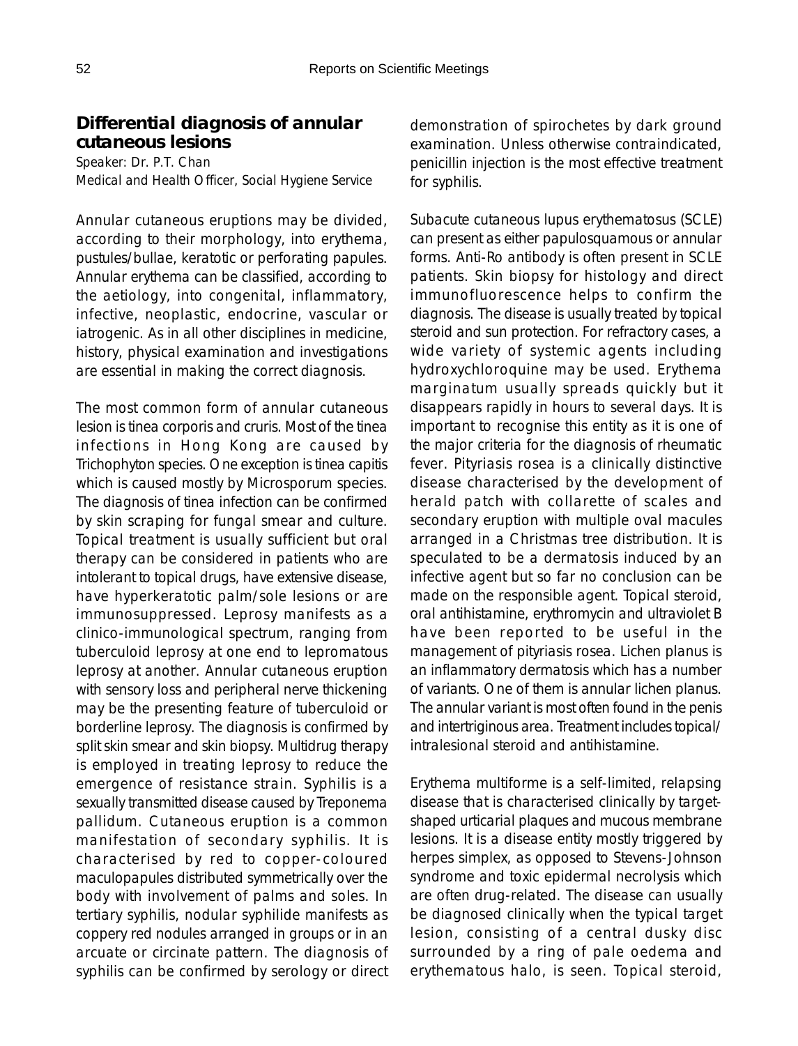## Differential diagnosis of annular cutaneous lesions

Speaker: Dr. P.T. Chan
Medical and Health Officer, Social Hygiene Service

Annular cutaneous eruptions may be divided, according to their morphology, into erythema, pustules/bullae, keratotic or perforating papules. Annular erythema can be classified, according to the aetiology, into congenital, inflammatory, infective, neoplastic, endocrine, vascular or iatrogenic. As in all other disciplines in medicine, history, physical examination and investigations are essential in making the correct diagnosis.

The most common form of annular cutaneous lesion is tinea corporis and cruris. Most of the tinea infections in Hong Kong are caused by Trichophyton species. One exception is tinea capitis which is caused mostly by Microsporum species. The diagnosis of tinea infection can be confirmed by skin scraping for fungal smear and culture. Topical treatment is usually sufficient but oral therapy can be considered in patients who are intolerant to topical drugs, have extensive disease, have hyperkeratotic palm/sole lesions or are immunosuppressed. Leprosy manifests as a clinico-immunological spectrum, ranging from tuberculoid leprosy at one end to lepromatous leprosy at another. Annular cutaneous eruption with sensory loss and peripheral nerve thickening may be the presenting feature of tuberculoid or borderline leprosy. The diagnosis is confirmed by split skin smear and skin biopsy. Multidrug therapy is employed in treating leprosy to reduce the emergence of resistance strain. Syphilis is a sexually transmitted disease caused by Treponema pallidum. Cutaneous eruption is a common manifestation of secondary syphilis. It is characterised by red to copper-coloured maculopapules distributed symmetrically over the body with involvement of palms and soles. In tertiary syphilis, nodular syphilide manifests as coppery red nodules arranged in groups or in an arcuate or circinate pattern. The diagnosis of syphilis can be confirmed by serology or direct demonstration of spirochetes by dark ground examination. Unless otherwise contraindicated, penicillin injection is the most effective treatment for syphilis.

Subacute cutaneous lupus erythematosus (SCLE) can present as either papulosquamous or annular forms. Anti-Ro antibody is often present in SCLE patients. Skin biopsy for histology and direct immunofluorescence helps to confirm the diagnosis. The disease is usually treated by topical steroid and sun protection. For refractory cases, a wide variety of systemic agents including hydroxychloroquine may be used. Erythema marginatum usually spreads quickly but it disappears rapidly in hours to several days. It is important to recognise this entity as it is one of the major criteria for the diagnosis of rheumatic fever. Pityriasis rosea is a clinically distinctive disease characterised by the development of herald patch with collarette of scales and secondary eruption with multiple oval macules arranged in a Christmas tree distribution. It is speculated to be a dermatosis induced by an infective agent but so far no conclusion can be made on the responsible agent. Topical steroid, oral antihistamine, erythromycin and ultraviolet B have been reported to be useful in the management of pityriasis rosea. Lichen planus is an inflammatory dermatosis which has a number of variants. One of them is annular lichen planus. The annular variant is most often found in the penis and intertriginous area. Treatment includes topical/intralesional steroid and antihistamine.

Erythema multiforme is a self-limited, relapsing disease that is characterised clinically by target-shaped urticarial plaques and mucous membrane lesions. It is a disease entity mostly triggered by herpes simplex, as opposed to Stevens-Johnson syndrome and toxic epidermal necrolysis which are often drug-related. The disease can usually be diagnosed clinically when the typical target lesion, consisting of a central dusky disc surrounded by a ring of pale oedema and erythematous halo, is seen. Topical steroid,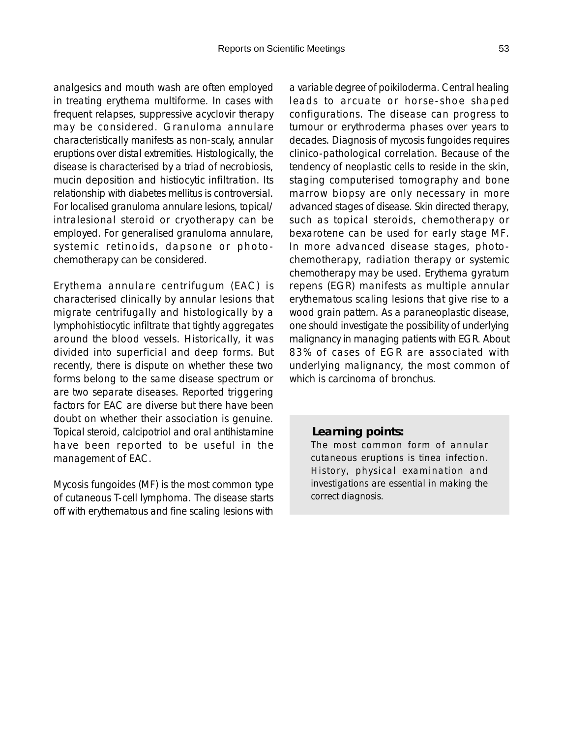analgesics and mouth wash are often employed in treating erythema multiforme. In cases with frequent relapses, suppressive acyclovir therapy may be considered. Granuloma annulare characteristically manifests as non-scaly, annular eruptions over distal extremities. Histologically, the disease is characterised by a triad of necrobiosis, mucin deposition and histiocytic infiltration. Its relationship with diabetes mellitus is controversial. For localised granuloma annulare lesions, topical/ intralesional steroid or cryotherapy can be employed. For generalised granuloma annulare, systemic retinoids, dapsone or photo-chemotherapy can be considered.

Erythema annulare centrifugum (EAC) is characterised clinically by annular lesions that migrate centrifugally and histologically by a lymphohistiocytic infiltrate that tightly aggregates around the blood vessels. Historically, it was divided into superficial and deep forms. But recently, there is dispute on whether these two forms belong to the same disease spectrum or are two separate diseases. Reported triggering factors for EAC are diverse but there have been doubt on whether their association is genuine. Topical steroid, calcipotriol and oral antihistamine have been reported to be useful in the management of EAC.

Mycosis fungoides (MF) is the most common type of cutaneous T-cell lymphoma. The disease starts off with erythematous and fine scaling lesions with a variable degree of poikiloderma. Central healing leads to arcuate or horse-shoe shaped configurations. The disease can progress to tumour or erythroderma phases over years to decades. Diagnosis of mycosis fungoides requires clinico-pathological correlation. Because of the tendency of neoplastic cells to reside in the skin, staging computerised tomography and bone marrow biopsy are only necessary in more advanced stages of disease. Skin directed therapy, such as topical steroids, chemotherapy or bexarotene can be used for early stage MF. In more advanced disease stages, photo-chemotherapy, radiation therapy or systemic chemotherapy may be used. Erythema gyratum repens (EGR) manifests as multiple annular erythematous scaling lesions that give rise to a wood grain pattern. As a paraneoplastic disease, one should investigate the possibility of underlying malignancy in managing patients with EGR. About 83% of cases of EGR are associated with underlying malignancy, the most common of which is carcinoma of bronchus.

**Learning points:**

The most common form of annular cutaneous eruptions is tinea infection. History, physical examination and investigations are essential in making the correct diagnosis.